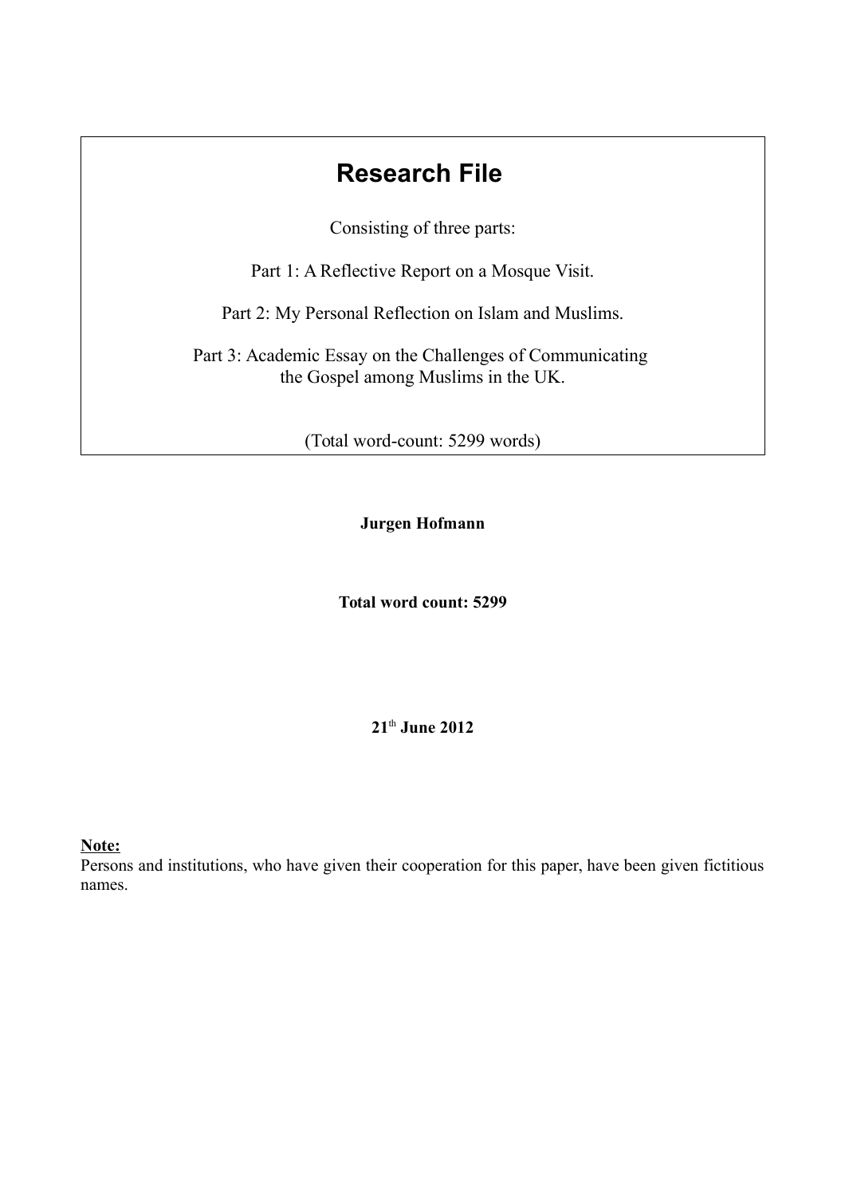# Research File

Consisting of three parts:

Part 1: A Reflective Report on a Mosque Visit.

Part 2: My Personal Reflection on Islam and Muslims.

Part 3: Academic Essay on the Challenges of Communicating the Gospel among Muslims in the UK.

(Total word-count: 5299 words)

**Jurgen Hofmann**

**Total word count: 5299**

**21th June 2012**

**Note:**

Persons and institutions, who have given their cooperation for this paper, have been given fictitious names.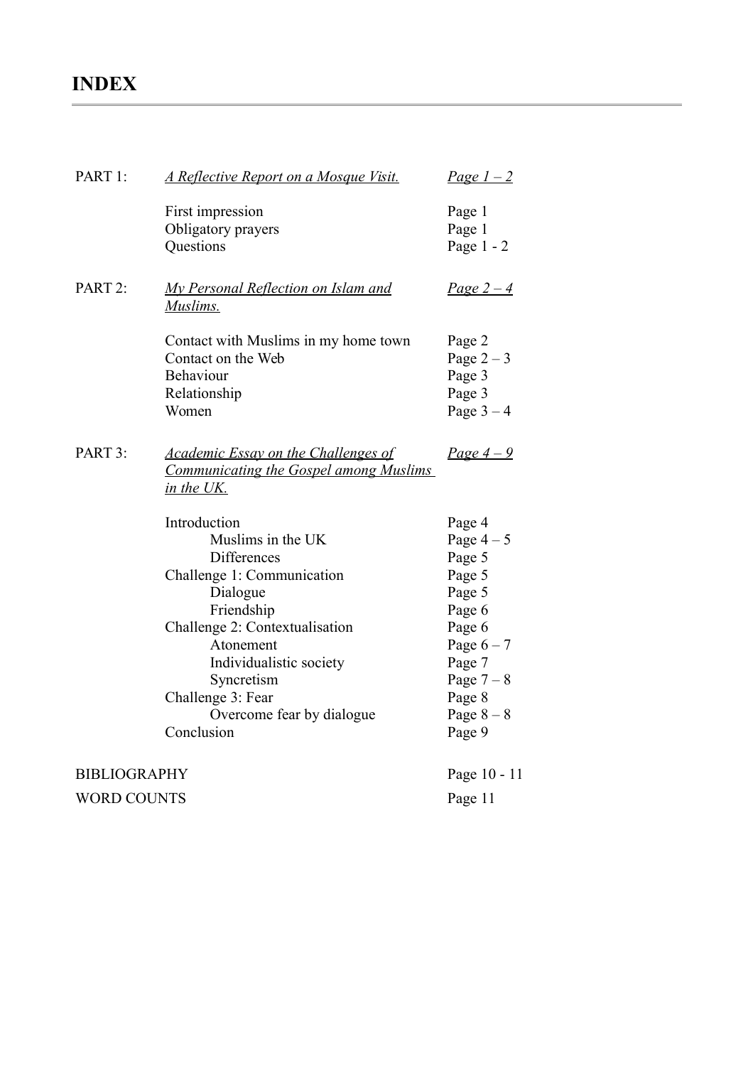# INDEX

| | | |
|---|---|---|
| PART 1: | <u>*A Reflective Report on a Mosque Visit.*</u> | <u>*Page 1 – 2*</u> |
| | First impression | Page 1 |
| | Obligatory prayers | Page 1 |
| | Questions | Page 1 - 2 |
| PART 2: | <u>*My Personal Reflection on Islam and Muslims.*</u> | <u>*Page 2 – 4*</u> |
| | Contact with Muslims in my home town | Page 2 |
| | Contact on the Web | Page 2 – 3 |
| | Behaviour | Page 3 |
| | Relationship | Page 3 |
| | Women | Page 3 – 4 |
| PART 3: | <u>*Academic Essay on the Challenges of Communicating the Gospel among Muslims in the UK.*</u> | <u>*Page 4 – 9*</u> |
| | Introduction | Page 4 |
| | &nbsp;&nbsp;&nbsp;&nbsp;Muslims in the UK | Page 4 – 5 |
| | &nbsp;&nbsp;&nbsp;&nbsp;Differences | Page 5 |
| | Challenge 1: Communication | Page 5 |
| | &nbsp;&nbsp;&nbsp;&nbsp;Dialogue | Page 5 |
| | &nbsp;&nbsp;&nbsp;&nbsp;Friendship | Page 6 |
| | Challenge 2: Contextualisation | Page 6 |
| | &nbsp;&nbsp;&nbsp;&nbsp;Atonement | Page 6 – 7 |
| | &nbsp;&nbsp;&nbsp;&nbsp;Individualistic society | Page 7 |
| | &nbsp;&nbsp;&nbsp;&nbsp;Syncretism | Page 7 – 8 |
| | Challenge 3: Fear | Page 8 |
| | &nbsp;&nbsp;&nbsp;&nbsp;Overcome fear by dialogue | Page 8 – 8 |
| | Conclusion | Page 9 |
| BIBLIOGRAPHY | | Page 10 - 11 |
| WORD COUNTS | | Page 11 |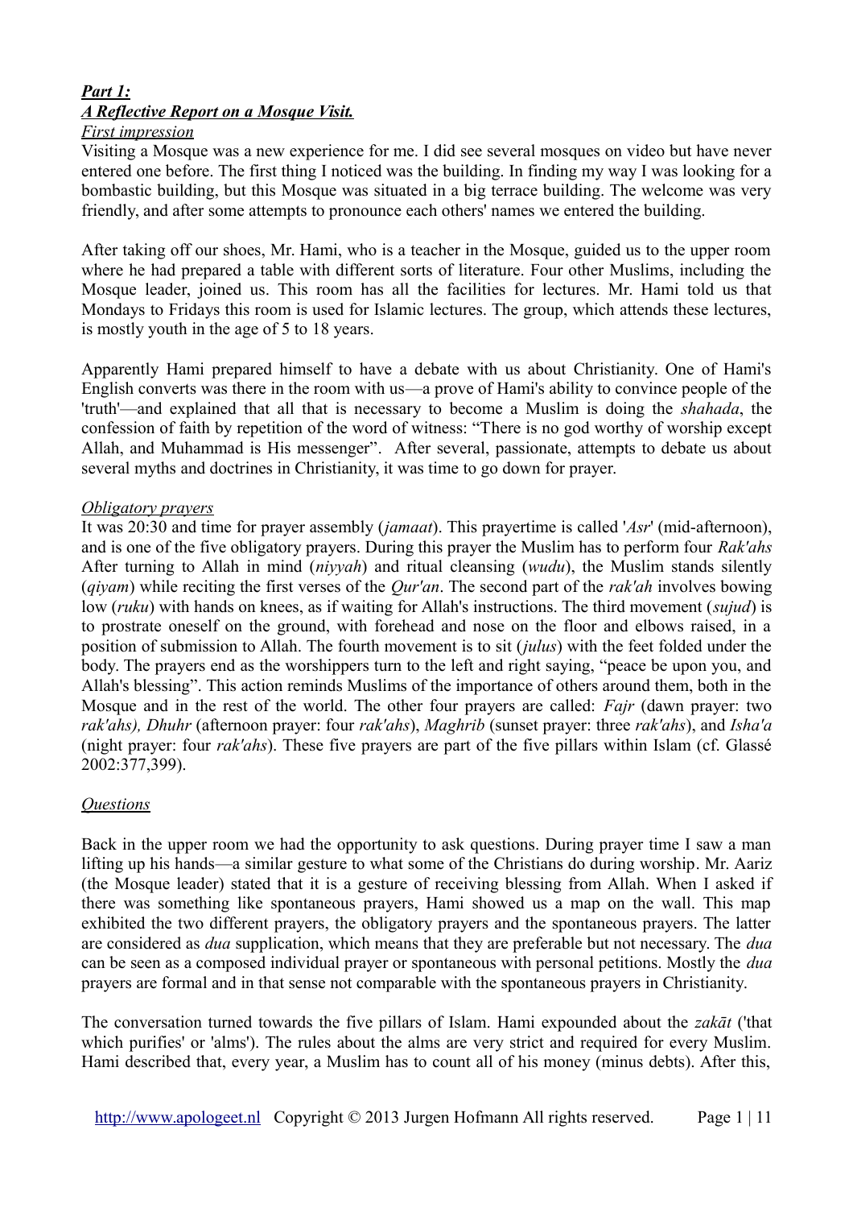***Part 1:***
***A Reflective Report on a Mosque Visit.***
*First impression*

Visiting a Mosque was a new experience for me. I did see several mosques on video but have never entered one before. The first thing I noticed was the building. In finding my way I was looking for a bombastic building, but this Mosque was situated in a big terrace building. The welcome was very friendly, and after some attempts to pronounce each others' names we entered the building.

After taking off our shoes, Mr. Hami, who is a teacher in the Mosque, guided us to the upper room where he had prepared a table with different sorts of literature. Four other Muslims, including the Mosque leader, joined us. This room has all the facilities for lectures. Mr. Hami told us that Mondays to Fridays this room is used for Islamic lectures. The group, which attends these lectures, is mostly youth in the age of 5 to 18 years.

Apparently Hami prepared himself to have a debate with us about Christianity. One of Hami's English converts was there in the room with us—a prove of Hami's ability to convince people of the 'truth'—and explained that all that is necessary to become a Muslim is doing the *shahada*, the confession of faith by repetition of the word of witness: "There is no god worthy of worship except Allah, and Muhammad is His messenger". After several, passionate, attempts to debate us about several myths and doctrines in Christianity, it was time to go down for prayer.

*Obligatory prayers*

It was 20:30 and time for prayer assembly (*jamaat*). This prayertime is called '*Asr*' (mid-afternoon), and is one of the five obligatory prayers. During this prayer the Muslim has to perform four *Rak'ahs* After turning to Allah in mind (*niyyah*) and ritual cleansing (*wudu*), the Muslim stands silently (*qiyam*) while reciting the first verses of the *Qur'an*. The second part of the *rak'ah* involves bowing low (*ruku*) with hands on knees, as if waiting for Allah's instructions. The third movement (*sujud*) is to prostrate oneself on the ground, with forehead and nose on the floor and elbows raised, in a position of submission to Allah. The fourth movement is to sit (*julus*) with the feet folded under the body. The prayers end as the worshippers turn to the left and right saying, "peace be upon you, and Allah's blessing". This action reminds Muslims of the importance of others around them, both in the Mosque and in the rest of the world. The other four prayers are called: *Fajr* (dawn prayer: two *rak'ahs), Dhuhr* (afternoon prayer: four *rak'ahs*), *Maghrib* (sunset prayer: three *rak'ahs*), and *Isha'a* (night prayer: four *rak'ahs*). These five prayers are part of the five pillars within Islam (cf. Glassé 2002:377,399).

*Questions*

Back in the upper room we had the opportunity to ask questions. During prayer time I saw a man lifting up his hands—a similar gesture to what some of the Christians do during worship. Mr. Aariz (the Mosque leader) stated that it is a gesture of receiving blessing from Allah. When I asked if there was something like spontaneous prayers, Hami showed us a map on the wall. This map exhibited the two different prayers, the obligatory prayers and the spontaneous prayers. The latter are considered as *dua* supplication, which means that they are preferable but not necessary. The *dua* can be seen as a composed individual prayer or spontaneous with personal petitions. Mostly the *dua* prayers are formal and in that sense not comparable with the spontaneous prayers in Christianity.

The conversation turned towards the five pillars of Islam. Hami expounded about the *zakāt* ('that which purifies' or 'alms'). The rules about the alms are very strict and required for every Muslim. Hami described that, every year, a Muslim has to count all of his money (minus debts). After this,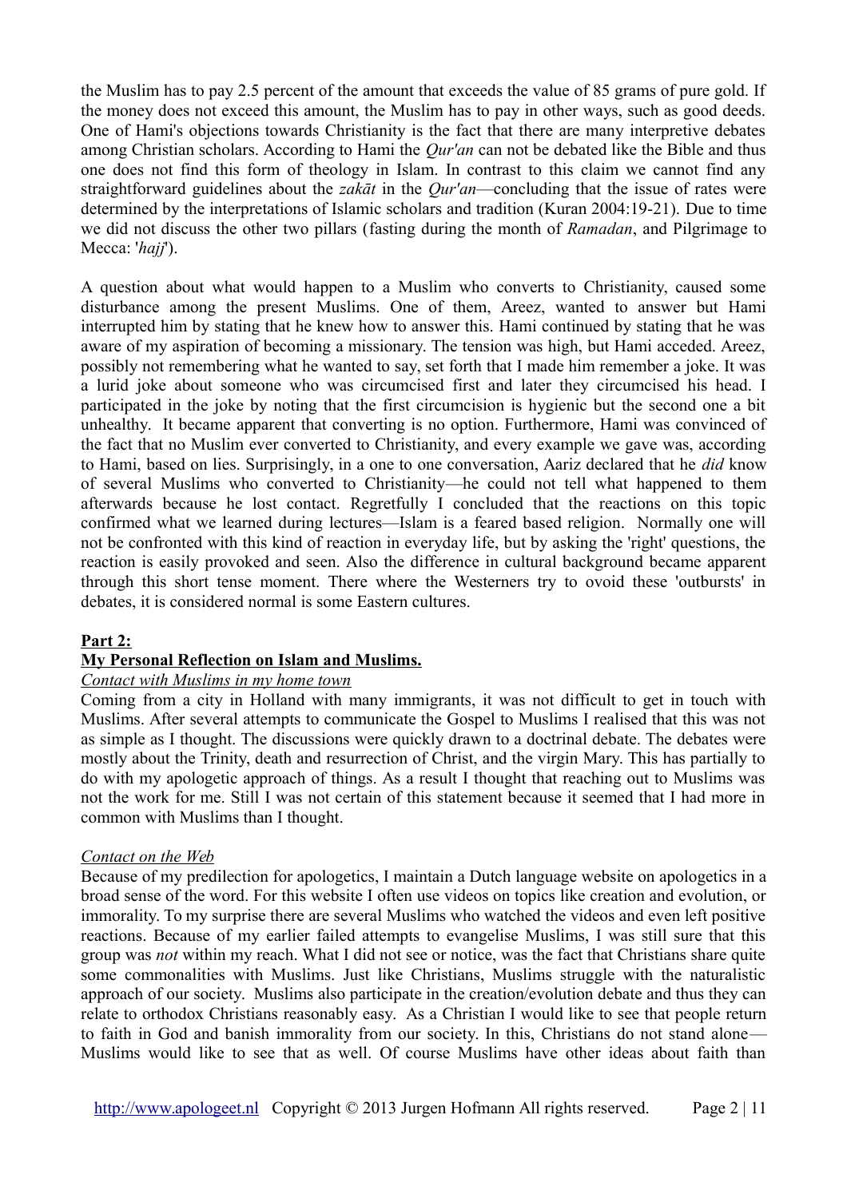the Muslim has to pay 2.5 percent of the amount that exceeds the value of 85 grams of pure gold. If the money does not exceed this amount, the Muslim has to pay in other ways, such as good deeds. One of Hami's objections towards Christianity is the fact that there are many interpretive debates among Christian scholars. According to Hami the *Qur'an* can not be debated like the Bible and thus one does not find this form of theology in Islam. In contrast to this claim we cannot find any straightforward guidelines about the *zakāt* in the *Qur'an*—concluding that the issue of rates were determined by the interpretations of Islamic scholars and tradition (Kuran 2004:19-21). Due to time we did not discuss the other two pillars (fasting during the month of *Ramadan*, and Pilgrimage to Mecca: '*hajj*').

A question about what would happen to a Muslim who converts to Christianity, caused some disturbance among the present Muslims. One of them, Areez, wanted to answer but Hami interrupted him by stating that he knew how to answer this. Hami continued by stating that he was aware of my aspiration of becoming a missionary. The tension was high, but Hami acceded. Areez, possibly not remembering what he wanted to say, set forth that I made him remember a joke. It was a lurid joke about someone who was circumcised first and later they circumcised his head. I participated in the joke by noting that the first circumcision is hygienic but the second one a bit unhealthy. It became apparent that converting is no option. Furthermore, Hami was convinced of the fact that no Muslim ever converted to Christianity, and every example we gave was, according to Hami, based on lies. Surprisingly, in a one to one conversation, Aariz declared that he *did* know of several Muslims who converted to Christianity—he could not tell what happened to them afterwards because he lost contact. Regretfully I concluded that the reactions on this topic confirmed what we learned during lectures—Islam is a feared based religion. Normally one will not be confronted with this kind of reaction in everyday life, but by asking the 'right' questions, the reaction is easily provoked and seen. Also the difference in cultural background became apparent through this short tense moment. There where the Westerners try to ovoid these 'outbursts' in debates, it is considered normal is some Eastern cultures.

## Part 2:

## My Personal Reflection on Islam and Muslims.

*Contact with Muslims in my home town*

Coming from a city in Holland with many immigrants, it was not difficult to get in touch with Muslims. After several attempts to communicate the Gospel to Muslims I realised that this was not as simple as I thought. The discussions were quickly drawn to a doctrinal debate. The debates were mostly about the Trinity, death and resurrection of Christ, and the virgin Mary. This has partially to do with my apologetic approach of things. As a result I thought that reaching out to Muslims was not the work for me. Still I was not certain of this statement because it seemed that I had more in common with Muslims than I thought.

*Contact on the Web*

Because of my predilection for apologetics, I maintain a Dutch language website on apologetics in a broad sense of the word. For this website I often use videos on topics like creation and evolution, or immorality. To my surprise there are several Muslims who watched the videos and even left positive reactions. Because of my earlier failed attempts to evangelise Muslims, I was still sure that this group was *not* within my reach. What I did not see or notice, was the fact that Christians share quite some commonalities with Muslims. Just like Christians, Muslims struggle with the naturalistic approach of our society. Muslims also participate in the creation/evolution debate and thus they can relate to orthodox Christians reasonably easy. As a Christian I would like to see that people return to faith in God and banish immorality from our society. In this, Christians do not stand alone—Muslims would like to see that as well. Of course Muslims have other ideas about faith than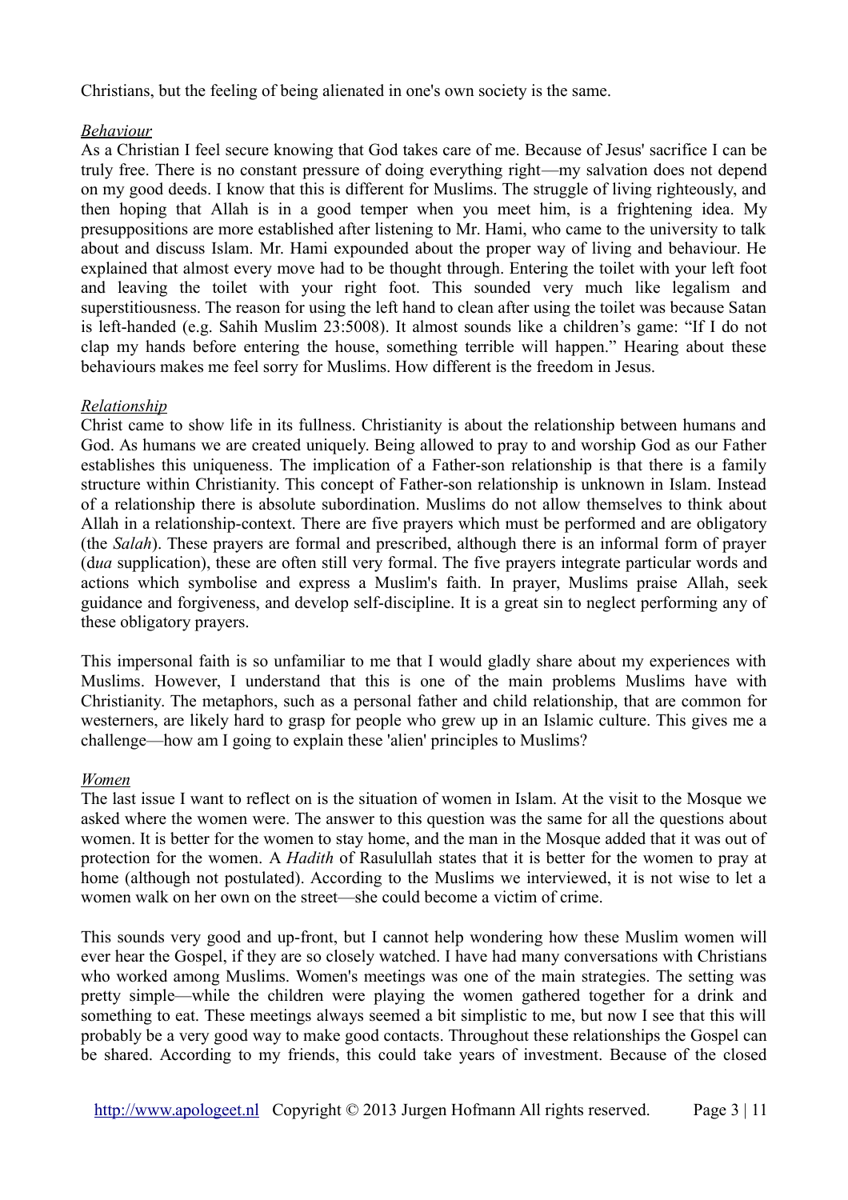Christians, but the feeling of being alienated in one's own society is the same.

*Behaviour*

As a Christian I feel secure knowing that God takes care of me. Because of Jesus' sacrifice I can be truly free. There is no constant pressure of doing everything right—my salvation does not depend on my good deeds. I know that this is different for Muslims. The struggle of living righteously, and then hoping that Allah is in a good temper when you meet him, is a frightening idea. My presuppositions are more established after listening to Mr. Hami, who came to the university to talk about and discuss Islam. Mr. Hami expounded about the proper way of living and behaviour. He explained that almost every move had to be thought through. Entering the toilet with your left foot and leaving the toilet with your right foot. This sounded very much like legalism and superstitiousness. The reason for using the left hand to clean after using the toilet was because Satan is left-handed (e.g. Sahih Muslim 23:5008). It almost sounds like a children's game: "If I do not clap my hands before entering the house, something terrible will happen." Hearing about these behaviours makes me feel sorry for Muslims. How different is the freedom in Jesus.

*Relationship*

Christ came to show life in its fullness. Christianity is about the relationship between humans and God. As humans we are created uniquely. Being allowed to pray to and worship God as our Father establishes this uniqueness. The implication of a Father-son relationship is that there is a family structure within Christianity. This concept of Father-son relationship is unknown in Islam. Instead of a relationship there is absolute subordination. Muslims do not allow themselves to think about Allah in a relationship-context. There are five prayers which must be performed and are obligatory (the *Salah*). These prayers are formal and prescribed, although there is an informal form of prayer (d*ua* supplication), these are often still very formal. The five prayers integrate particular words and actions which symbolise and express a Muslim's faith. In prayer, Muslims praise Allah, seek guidance and forgiveness, and develop self-discipline. It is a great sin to neglect performing any of these obligatory prayers.

This impersonal faith is so unfamiliar to me that I would gladly share about my experiences with Muslims. However, I understand that this is one of the main problems Muslims have with Christianity. The metaphors, such as a personal father and child relationship, that are common for westerners, are likely hard to grasp for people who grew up in an Islamic culture. This gives me a challenge—how am I going to explain these 'alien' principles to Muslims?

*Women*

The last issue I want to reflect on is the situation of women in Islam. At the visit to the Mosque we asked where the women were. The answer to this question was the same for all the questions about women. It is better for the women to stay home, and the man in the Mosque added that it was out of protection for the women. A *Hadith* of Rasulullah states that it is better for the women to pray at home (although not postulated). According to the Muslims we interviewed, it is not wise to let a women walk on her own on the street—she could become a victim of crime.

This sounds very good and up-front, but I cannot help wondering how these Muslim women will ever hear the Gospel, if they are so closely watched. I have had many conversations with Christians who worked among Muslims. Women's meetings was one of the main strategies. The setting was pretty simple—while the children were playing the women gathered together for a drink and something to eat. These meetings always seemed a bit simplistic to me, but now I see that this will probably be a very good way to make good contacts. Throughout these relationships the Gospel can be shared. According to my friends, this could take years of investment. Because of the closed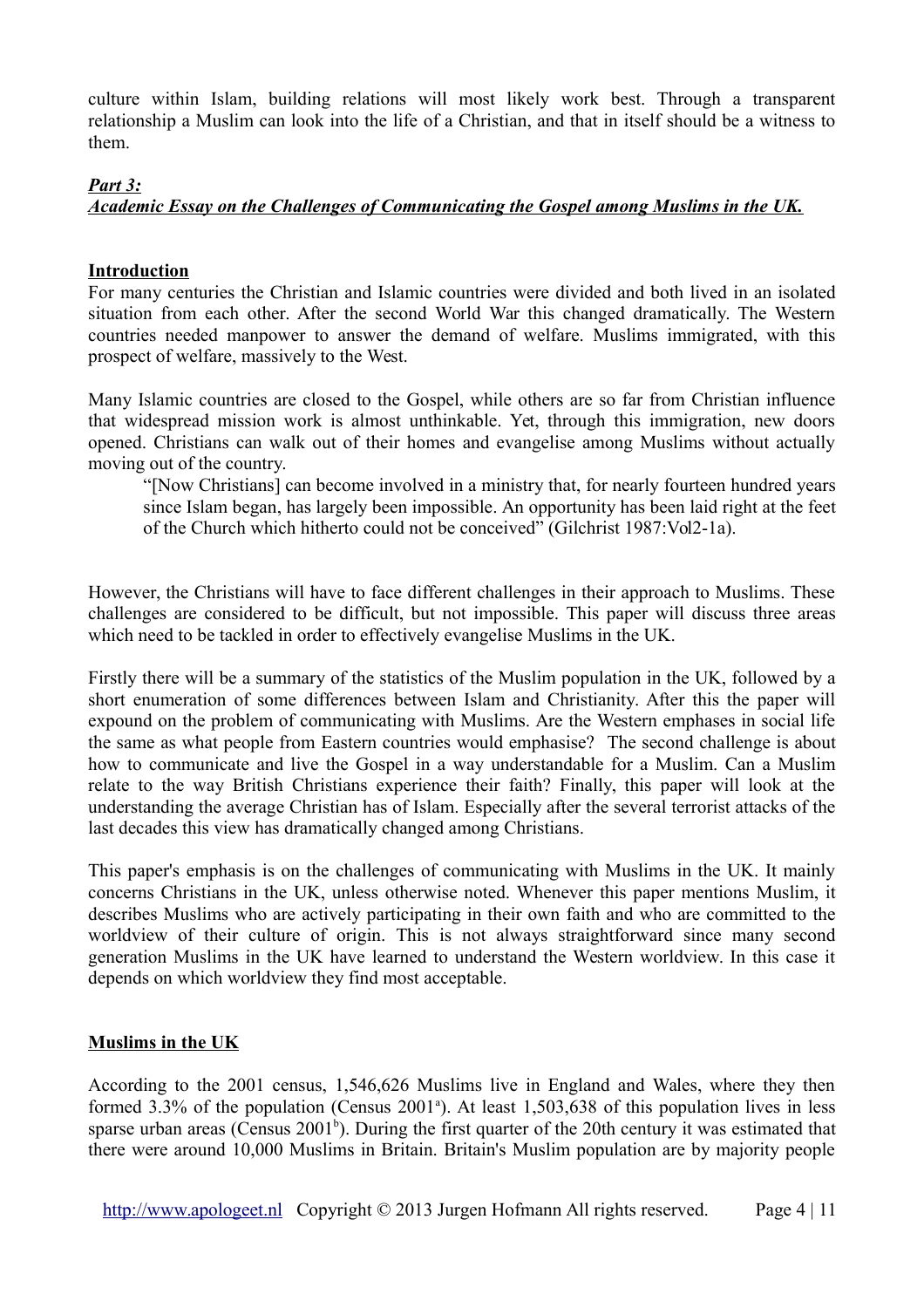culture within Islam, building relations will most likely work best. Through a transparent relationship a Muslim can look into the life of a Christian, and that in itself should be a witness to them.

***Part 3:***
***Academic Essay on the Challenges of Communicating the Gospel among Muslims in the UK.***

**Introduction**

For many centuries the Christian and Islamic countries were divided and both lived in an isolated situation from each other. After the second World War this changed dramatically. The Western countries needed manpower to answer the demand of welfare. Muslims immigrated, with this prospect of welfare, massively to the West.

Many Islamic countries are closed to the Gospel, while others are so far from Christian influence that widespread mission work is almost unthinkable. Yet, through this immigration, new doors opened. Christians can walk out of their homes and evangelise among Muslims without actually moving out of the country.

> "[Now Christians] can become involved in a ministry that, for nearly fourteen hundred years since Islam began, has largely been impossible. An opportunity has been laid right at the feet of the Church which hitherto could not be conceived" (Gilchrist 1987:Vol2-1a).

However, the Christians will have to face different challenges in their approach to Muslims. These challenges are considered to be difficult, but not impossible. This paper will discuss three areas which need to be tackled in order to effectively evangelise Muslims in the UK.

Firstly there will be a summary of the statistics of the Muslim population in the UK, followed by a short enumeration of some differences between Islam and Christianity. After this the paper will expound on the problem of communicating with Muslims. Are the Western emphases in social life the same as what people from Eastern countries would emphasise? The second challenge is about how to communicate and live the Gospel in a way understandable for a Muslim. Can a Muslim relate to the way British Christians experience their faith? Finally, this paper will look at the understanding the average Christian has of Islam. Especially after the several terrorist attacks of the last decades this view has dramatically changed among Christians.

This paper's emphasis is on the challenges of communicating with Muslims in the UK. It mainly concerns Christians in the UK, unless otherwise noted. Whenever this paper mentions Muslim, it describes Muslims who are actively participating in their own faith and who are committed to the worldview of their culture of origin. This is not always straightforward since many second generation Muslims in the UK have learned to understand the Western worldview. In this case it depends on which worldview they find most acceptable.

**Muslims in the UK**

According to the 2001 census, 1,546,626 Muslims live in England and Wales, where they then formed 3.3% of the population (Census 2001[a]). At least 1,503,638 of this population lives in less sparse urban areas (Census 2001[b]). During the first quarter of the 20th century it was estimated that there were around 10,000 Muslims in Britain. Britain's Muslim population are by majority people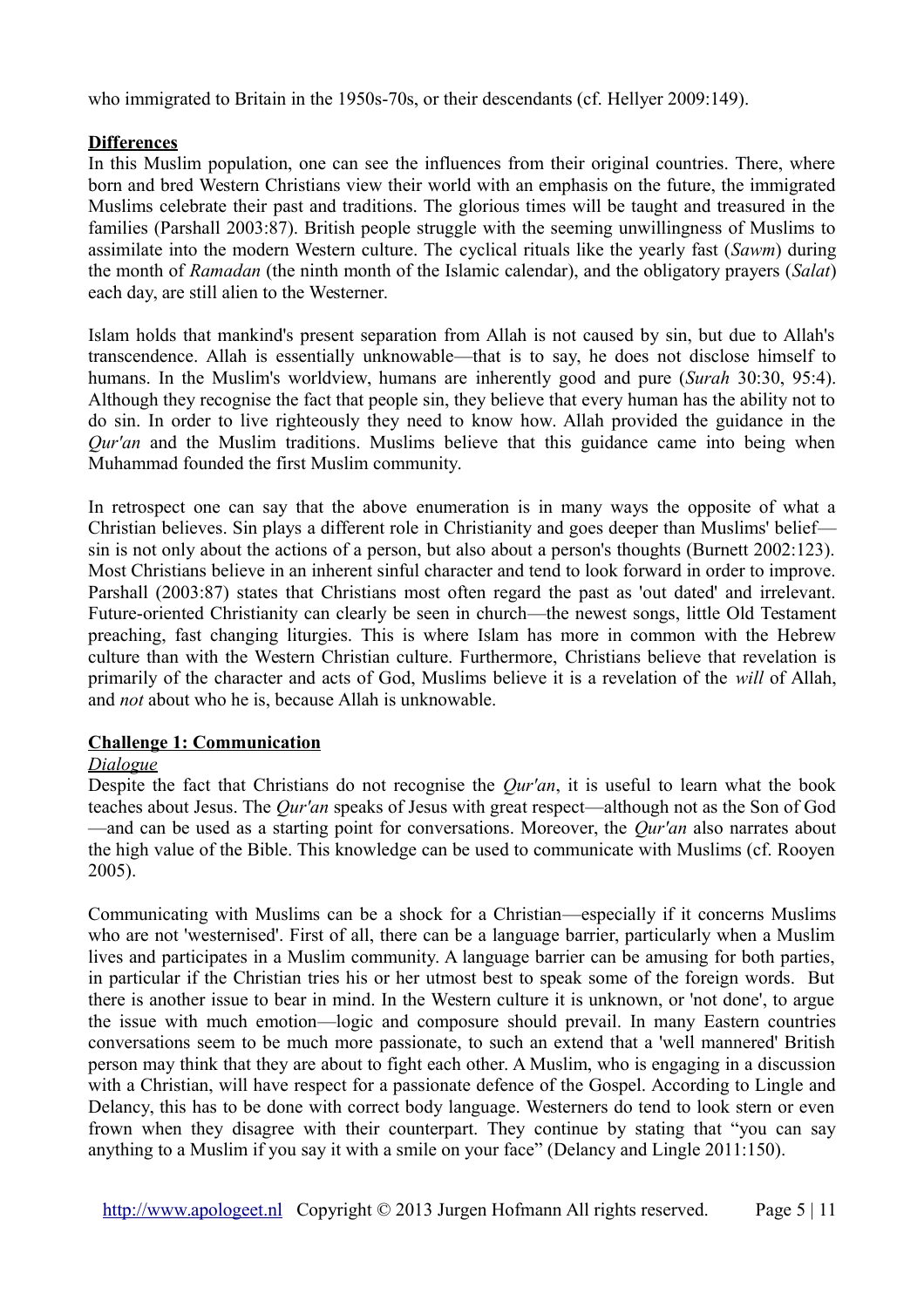who immigrated to Britain in the 1950s-70s, or their descendants (cf. Hellyer 2009:149).

## **Differences**

In this Muslim population, one can see the influences from their original countries. There, where born and bred Western Christians view their world with an emphasis on the future, the immigrated Muslims celebrate their past and traditions. The glorious times will be taught and treasured in the families (Parshall 2003:87). British people struggle with the seeming unwillingness of Muslims to assimilate into the modern Western culture. The cyclical rituals like the yearly fast (*Sawm*) during the month of *Ramadan* (the ninth month of the Islamic calendar), and the obligatory prayers (*Salat*) each day, are still alien to the Westerner.

Islam holds that mankind's present separation from Allah is not caused by sin, but due to Allah's transcendence. Allah is essentially unknowable—that is to say, he does not disclose himself to humans. In the Muslim's worldview, humans are inherently good and pure (*Surah* 30:30, 95:4). Although they recognise the fact that people sin, they believe that every human has the ability not to do sin. In order to live righteously they need to know how. Allah provided the guidance in the *Qur'an* and the Muslim traditions. Muslims believe that this guidance came into being when Muhammad founded the first Muslim community.

In retrospect one can say that the above enumeration is in many ways the opposite of what a Christian believes. Sin plays a different role in Christianity and goes deeper than Muslims' belief—sin is not only about the actions of a person, but also about a person's thoughts (Burnett 2002:123). Most Christians believe in an inherent sinful character and tend to look forward in order to improve. Parshall (2003:87) states that Christians most often regard the past as 'out dated' and irrelevant. Future-oriented Christianity can clearly be seen in church—the newest songs, little Old Testament preaching, fast changing liturgies. This is where Islam has more in common with the Hebrew culture than with the Western Christian culture. Furthermore, Christians believe that revelation is primarily of the character and acts of God, Muslims believe it is a revelation of the *will* of Allah, and *not* about who he is, because Allah is unknowable.

## **Challenge 1: Communication**

### *Dialogue*

Despite the fact that Christians do not recognise the *Qur'an*, it is useful to learn what the book teaches about Jesus. The *Qur'an* speaks of Jesus with great respect—although not as the Son of God—and can be used as a starting point for conversations. Moreover, the *Qur'an* also narrates about the high value of the Bible. This knowledge can be used to communicate with Muslims (cf. Rooyen 2005).

Communicating with Muslims can be a shock for a Christian—especially if it concerns Muslims who are not 'westernised'. First of all, there can be a language barrier, particularly when a Muslim lives and participates in a Muslim community. A language barrier can be amusing for both parties, in particular if the Christian tries his or her utmost best to speak some of the foreign words. But there is another issue to bear in mind. In the Western culture it is unknown, or 'not done', to argue the issue with much emotion—logic and composure should prevail. In many Eastern countries conversations seem to be much more passionate, to such an extend that a 'well mannered' British person may think that they are about to fight each other. A Muslim, who is engaging in a discussion with a Christian, will have respect for a passionate defence of the Gospel. According to Lingle and Delancy, this has to be done with correct body language. Westerners do tend to look stern or even frown when they disagree with their counterpart. They continue by stating that "you can say anything to a Muslim if you say it with a smile on your face" (Delancy and Lingle 2011:150).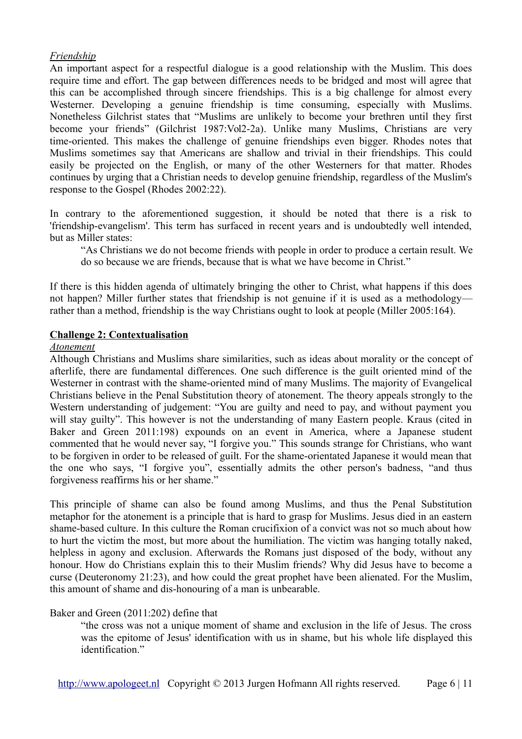*Friendship*

An important aspect for a respectful dialogue is a good relationship with the Muslim. This does require time and effort. The gap between differences needs to be bridged and most will agree that this can be accomplished through sincere friendships. This is a big challenge for almost every Westerner. Developing a genuine friendship is time consuming, especially with Muslims. Nonetheless Gilchrist states that "Muslims are unlikely to become your brethren until they first become your friends" (Gilchrist 1987:Vol2-2a). Unlike many Muslims, Christians are very time-oriented. This makes the challenge of genuine friendships even bigger. Rhodes notes that Muslims sometimes say that Americans are shallow and trivial in their friendships. This could easily be projected on the English, or many of the other Westerners for that matter. Rhodes continues by urging that a Christian needs to develop genuine friendship, regardless of the Muslim's response to the Gospel (Rhodes 2002:22).

In contrary to the aforementioned suggestion, it should be noted that there is a risk to 'friendship-evangelism'. This term has surfaced in recent years and is undoubtedly well intended, but as Miller states:

> "As Christians we do not become friends with people in order to produce a certain result. We do so because we are friends, because that is what we have become in Christ."

If there is this hidden agenda of ultimately bringing the other to Christ, what happens if this does not happen? Miller further states that friendship is not genuine if it is used as a methodology—rather than a method, friendship is the way Christians ought to look at people (Miller 2005:164).

**Challenge 2: Contextualisation**

*Atonement*

Although Christians and Muslims share similarities, such as ideas about morality or the concept of afterlife, there are fundamental differences. One such difference is the guilt oriented mind of the Westerner in contrast with the shame-oriented mind of many Muslims. The majority of Evangelical Christians believe in the Penal Substitution theory of atonement. The theory appeals strongly to the Western understanding of judgement: "You are guilty and need to pay, and without payment you will stay guilty". This however is not the understanding of many Eastern people. Kraus (cited in Baker and Green 2011:198) expounds on an event in America, where a Japanese student commented that he would never say, "I forgive you." This sounds strange for Christians, who want to be forgiven in order to be released of guilt. For the shame-orientated Japanese it would mean that the one who says, "I forgive you", essentially admits the other person's badness, "and thus forgiveness reaffirms his or her shame."

This principle of shame can also be found among Muslims, and thus the Penal Substitution metaphor for the atonement is a principle that is hard to grasp for Muslims. Jesus died in an eastern shame-based culture. In this culture the Roman crucifixion of a convict was not so much about how to hurt the victim the most, but more about the humiliation. The victim was hanging totally naked, helpless in agony and exclusion. Afterwards the Romans just disposed of the body, without any honour. How do Christians explain this to their Muslim friends? Why did Jesus have to become a curse (Deuteronomy 21:23), and how could the great prophet have been alienated. For the Muslim, this amount of shame and dis-honouring of a man is unbearable.

Baker and Green (2011:202) define that

> "the cross was not a unique moment of shame and exclusion in the life of Jesus. The cross was the epitome of Jesus' identification with us in shame, but his whole life displayed this identification."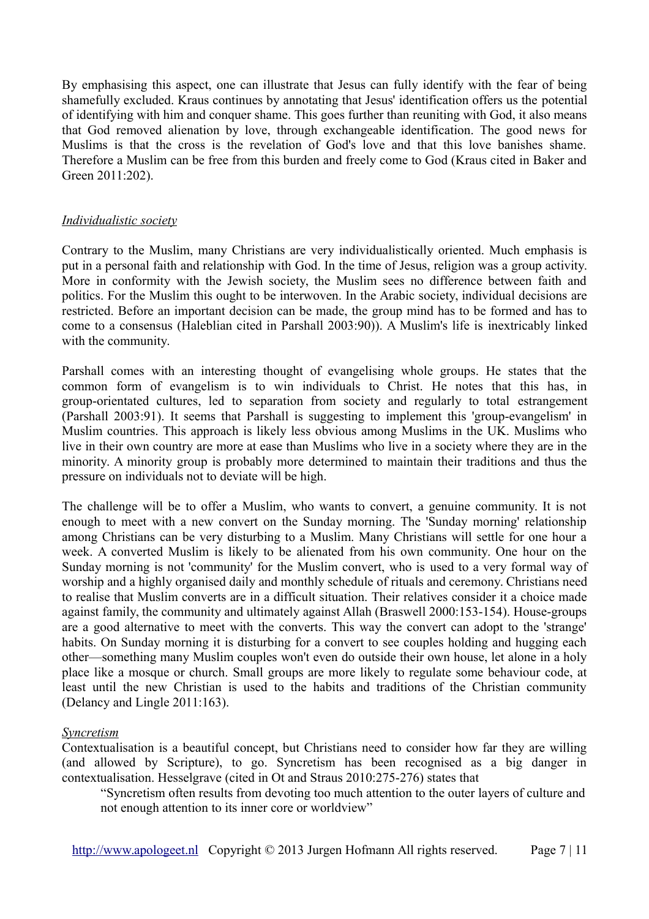By emphasising this aspect, one can illustrate that Jesus can fully identify with the fear of being shamefully excluded. Kraus continues by annotating that Jesus' identification offers us the potential of identifying with him and conquer shame. This goes further than reuniting with God, it also means that God removed alienation by love, through exchangeable identification. The good news for Muslims is that the cross is the revelation of God's love and that this love banishes shame. Therefore a Muslim can be free from this burden and freely come to God (Kraus cited in Baker and Green 2011:202).

### *Individualistic society*

Contrary to the Muslim, many Christians are very individualistically oriented. Much emphasis is put in a personal faith and relationship with God. In the time of Jesus, religion was a group activity. More in conformity with the Jewish society, the Muslim sees no difference between faith and politics. For the Muslim this ought to be interwoven. In the Arabic society, individual decisions are restricted. Before an important decision can be made, the group mind has to be formed and has to come to a consensus (Haleblian cited in Parshall 2003:90)). A Muslim's life is inextricably linked with the community.

Parshall comes with an interesting thought of evangelising whole groups. He states that the common form of evangelism is to win individuals to Christ. He notes that this has, in group-orientated cultures, led to separation from society and regularly to total estrangement (Parshall 2003:91). It seems that Parshall is suggesting to implement this 'group-evangelism' in Muslim countries. This approach is likely less obvious among Muslims in the UK. Muslims who live in their own country are more at ease than Muslims who live in a society where they are in the minority. A minority group is probably more determined to maintain their traditions and thus the pressure on individuals not to deviate will be high.

The challenge will be to offer a Muslim, who wants to convert, a genuine community. It is not enough to meet with a new convert on the Sunday morning. The 'Sunday morning' relationship among Christians can be very disturbing to a Muslim. Many Christians will settle for one hour a week. A converted Muslim is likely to be alienated from his own community. One hour on the Sunday morning is not 'community' for the Muslim convert, who is used to a very formal way of worship and a highly organised daily and monthly schedule of rituals and ceremony. Christians need to realise that Muslim converts are in a difficult situation. Their relatives consider it a choice made against family, the community and ultimately against Allah (Braswell 2000:153-154). House-groups are a good alternative to meet with the converts. This way the convert can adopt to the 'strange' habits. On Sunday morning it is disturbing for a convert to see couples holding and hugging each other—something many Muslim couples won't even do outside their own house, let alone in a holy place like a mosque or church. Small groups are more likely to regulate some behaviour code, at least until the new Christian is used to the habits and traditions of the Christian community (Delancy and Lingle 2011:163).

### *Syncretism*

Contextualisation is a beautiful concept, but Christians need to consider how far they are willing (and allowed by Scripture), to go. Syncretism has been recognised as a big danger in contextualisation. Hesselgrave (cited in Ot and Straus 2010:275-276) states that

> "Syncretism often results from devoting too much attention to the outer layers of culture and not enough attention to its inner core or worldview"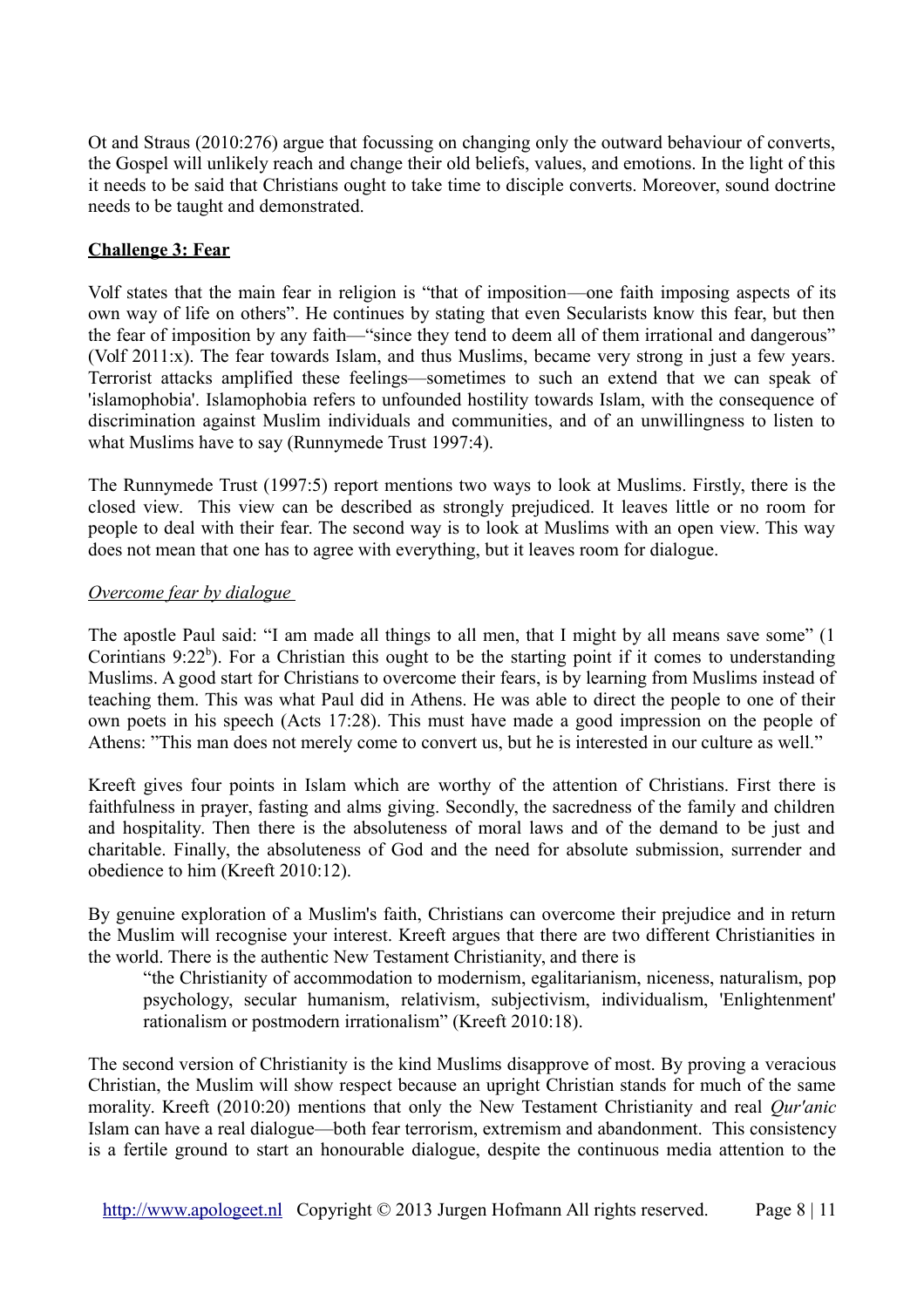Ot and Straus (2010:276) argue that focussing on changing only the outward behaviour of converts, the Gospel will unlikely reach and change their old beliefs, values, and emotions. In the light of this it needs to be said that Christians ought to take time to disciple converts. Moreover, sound doctrine needs to be taught and demonstrated.

## Challenge 3: Fear

Volf states that the main fear in religion is "that of imposition—one faith imposing aspects of its own way of life on others". He continues by stating that even Secularists know this fear, but then the fear of imposition by any faith—"since they tend to deem all of them irrational and dangerous" (Volf 2011:x). The fear towards Islam, and thus Muslims, became very strong in just a few years. Terrorist attacks amplified these feelings—sometimes to such an extend that we can speak of 'islamophobia'. Islamophobia refers to unfounded hostility towards Islam, with the consequence of discrimination against Muslim individuals and communities, and of an unwillingness to listen to what Muslims have to say (Runnymede Trust 1997:4).

The Runnymede Trust (1997:5) report mentions two ways to look at Muslims. Firstly, there is the closed view. This view can be described as strongly prejudiced. It leaves little or no room for people to deal with their fear. The second way is to look at Muslims with an open view. This way does not mean that one has to agree with everything, but it leaves room for dialogue.

### *Overcome fear by dialogue*

The apostle Paul said: "I am made all things to all men, that I might by all means save some" (1 Corinthians 9:22[b]). For a Christian this ought to be the starting point if it comes to understanding Muslims. A good start for Christians to overcome their fears, is by learning from Muslims instead of teaching them. This was what Paul did in Athens. He was able to direct the people to one of their own poets in his speech (Acts 17:28). This must have made a good impression on the people of Athens: "This man does not merely come to convert us, but he is interested in our culture as well."

Kreeft gives four points in Islam which are worthy of the attention of Christians. First there is faithfulness in prayer, fasting and alms giving. Secondly, the sacredness of the family and children and hospitality. Then there is the absoluteness of moral laws and of the demand to be just and charitable. Finally, the absoluteness of God and the need for absolute submission, surrender and obedience to him (Kreeft 2010:12).

By genuine exploration of a Muslim's faith, Christians can overcome their prejudice and in return the Muslim will recognise your interest. Kreeft argues that there are two different Christianities in the world. There is the authentic New Testament Christianity, and there is

> "the Christianity of accommodation to modernism, egalitarianism, niceness, naturalism, pop psychology, secular humanism, relativism, subjectivism, individualism, 'Enlightenment' rationalism or postmodern irrationalism" (Kreeft 2010:18).

The second version of Christianity is the kind Muslims disapprove of most. By proving a veracious Christian, the Muslim will show respect because an upright Christian stands for much of the same morality. Kreeft (2010:20) mentions that only the New Testament Christianity and real *Qur'anic* Islam can have a real dialogue—both fear terrorism, extremism and abandonment. This consistency is a fertile ground to start an honourable dialogue, despite the continuous media attention to the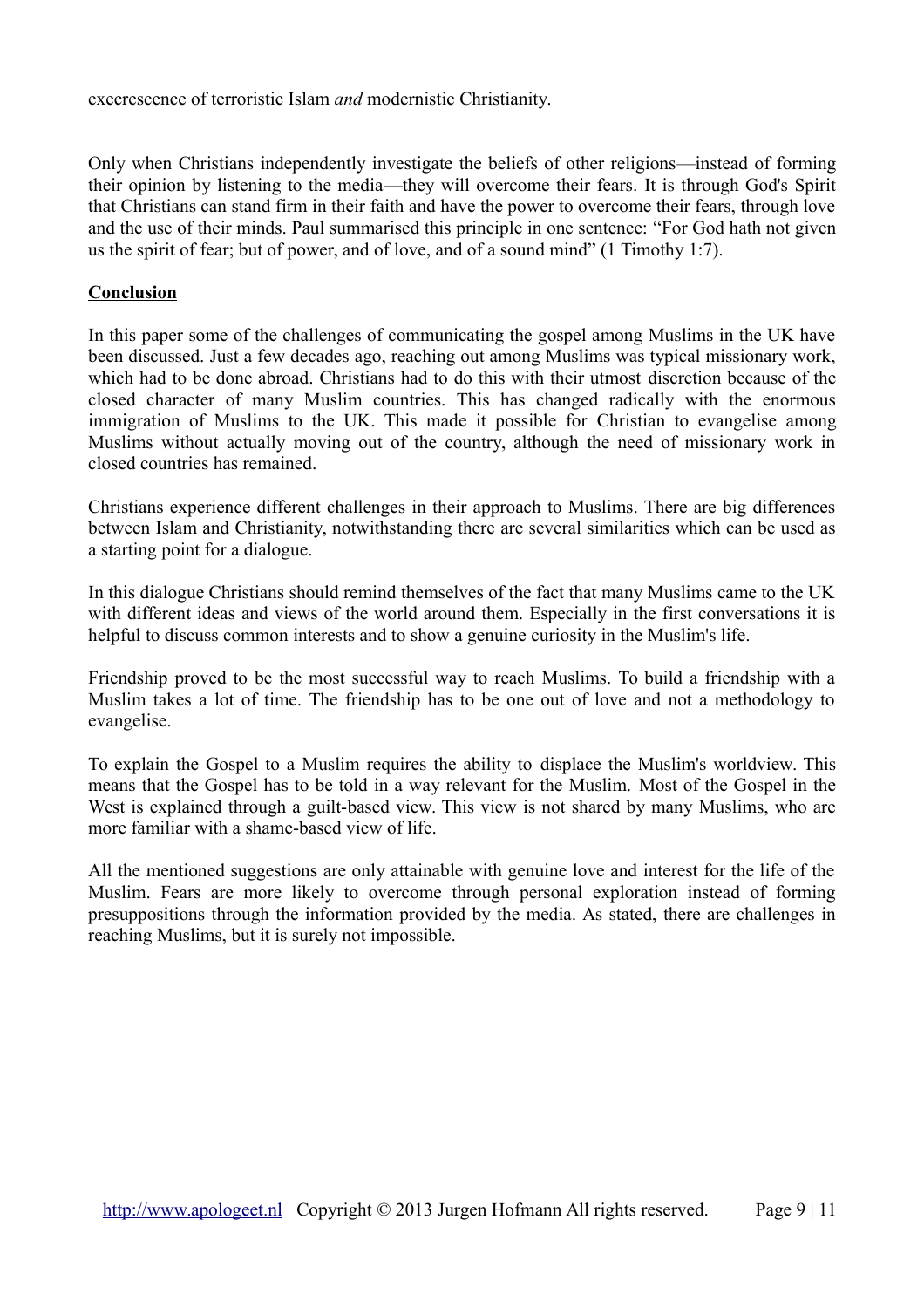execrescence of terroristic Islam *and* modernistic Christianity.

Only when Christians independently investigate the beliefs of other religions—instead of forming their opinion by listening to the media—they will overcome their fears. It is through God's Spirit that Christians can stand firm in their faith and have the power to overcome their fears, through love and the use of their minds. Paul summarised this principle in one sentence: "For God hath not given us the spirit of fear; but of power, and of love, and of a sound mind" (1 Timothy 1:7).

## Conclusion

In this paper some of the challenges of communicating the gospel among Muslims in the UK have been discussed. Just a few decades ago, reaching out among Muslims was typical missionary work, which had to be done abroad. Christians had to do this with their utmost discretion because of the closed character of many Muslim countries. This has changed radically with the enormous immigration of Muslims to the UK. This made it possible for Christian to evangelise among Muslims without actually moving out of the country, although the need of missionary work in closed countries has remained.

Christians experience different challenges in their approach to Muslims. There are big differences between Islam and Christianity, notwithstanding there are several similarities which can be used as a starting point for a dialogue.

In this dialogue Christians should remind themselves of the fact that many Muslims came to the UK with different ideas and views of the world around them. Especially in the first conversations it is helpful to discuss common interests and to show a genuine curiosity in the Muslim's life.

Friendship proved to be the most successful way to reach Muslims. To build a friendship with a Muslim takes a lot of time. The friendship has to be one out of love and not a methodology to evangelise.

To explain the Gospel to a Muslim requires the ability to displace the Muslim's worldview. This means that the Gospel has to be told in a way relevant for the Muslim. Most of the Gospel in the West is explained through a guilt-based view. This view is not shared by many Muslims, who are more familiar with a shame-based view of life.

All the mentioned suggestions are only attainable with genuine love and interest for the life of the Muslim. Fears are more likely to overcome through personal exploration instead of forming presuppositions through the information provided by the media. As stated, there are challenges in reaching Muslims, but it is surely not impossible.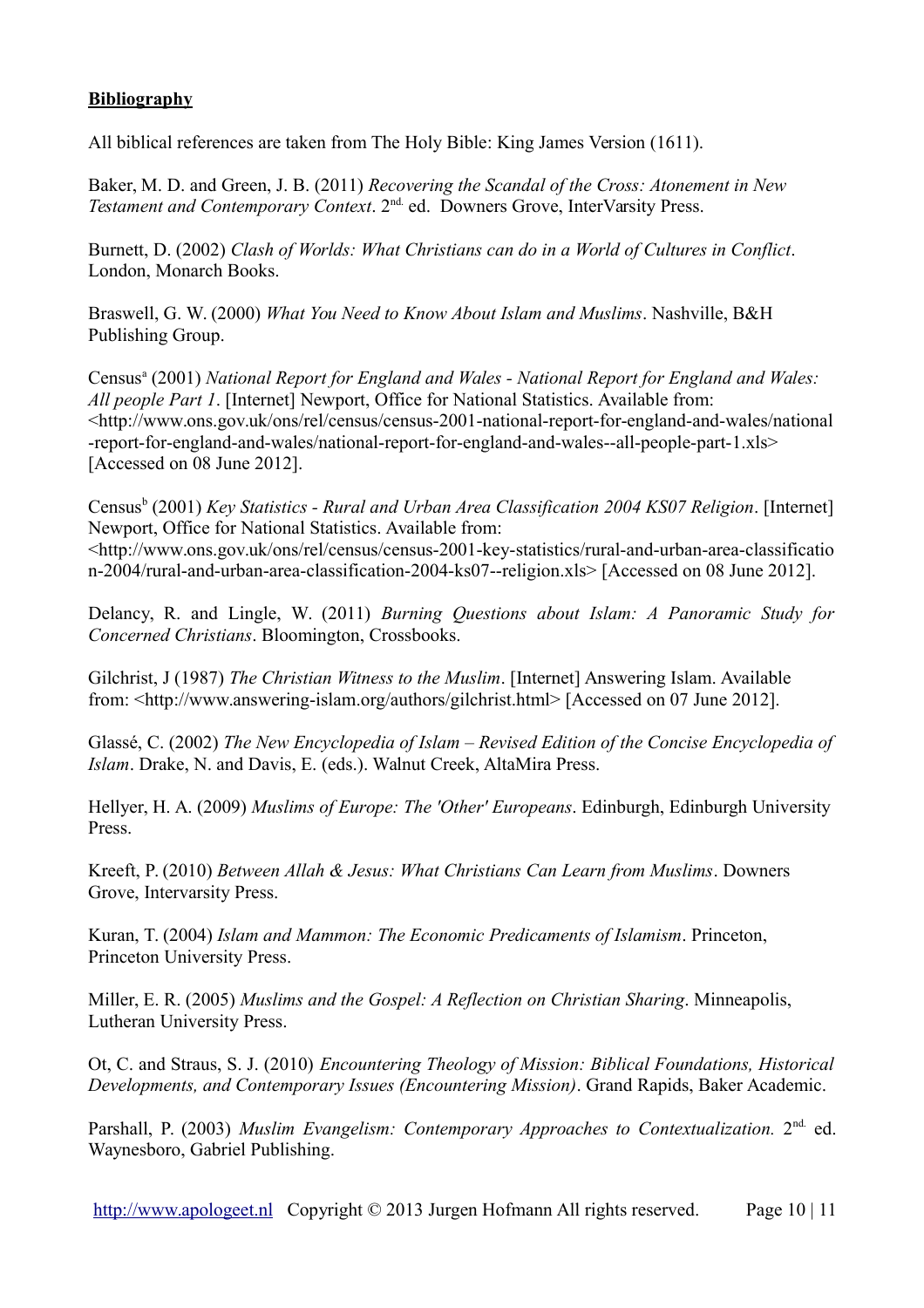**Bibliography**

All biblical references are taken from The Holy Bible: King James Version (1611).

Baker, M. D. and Green, J. B. (2011) *Recovering the Scandal of the Cross: Atonement in New Testament and Contemporary Context*. 2nd. ed. Downers Grove, InterVarsity Press.

Burnett, D. (2002) *Clash of Worlds: What Christians can do in a World of Cultures in Conflict*. London, Monarch Books.

Braswell, G. W. (2000) *What You Need to Know About Islam and Muslims*. Nashville, B&H Publishing Group.

Census[a] (2001) *National Report for England and Wales - National Report for England and Wales: All people Part 1*. [Internet] Newport, Office for National Statistics. Available from: <http://www.ons.gov.uk/ons/rel/census/census-2001-national-report-for-england-and-wales/national-report-for-england-and-wales/national-report-for-england-and-wales--all-people-part-1.xls> [Accessed on 08 June 2012].

Census[b] (2001) *Key Statistics - Rural and Urban Area Classification 2004 KS07 Religion*. [Internet] Newport, Office for National Statistics. Available from: <http://www.ons.gov.uk/ons/rel/census/census-2001-key-statistics/rural-and-urban-area-classification-2004/rural-and-urban-area-classification-2004-ks07--religion.xls> [Accessed on 08 June 2012].

Delancy, R. and Lingle, W. (2011) *Burning Questions about Islam: A Panoramic Study for Concerned Christians*. Bloomington, Crossbooks.

Gilchrist, J (1987) *The Christian Witness to the Muslim*. [Internet] Answering Islam. Available from: <http://www.answering-islam.org/authors/gilchrist.html> [Accessed on 07 June 2012].

Glassé, C. (2002) *The New Encyclopedia of Islam – Revised Edition of the Concise Encyclopedia of Islam*. Drake, N. and Davis, E. (eds.). Walnut Creek, AltaMira Press.

Hellyer, H. A. (2009) *Muslims of Europe: The 'Other' Europeans*. Edinburgh, Edinburgh University Press.

Kreeft, P. (2010) *Between Allah & Jesus: What Christians Can Learn from Muslims*. Downers Grove, Intervarsity Press.

Kuran, T. (2004) *Islam and Mammon: The Economic Predicaments of Islamism*. Princeton, Princeton University Press.

Miller, E. R. (2005) *Muslims and the Gospel: A Reflection on Christian Sharing*. Minneapolis, Lutheran University Press.

Ot, C. and Straus, S. J. (2010) *Encountering Theology of Mission: Biblical Foundations, Historical Developments, and Contemporary Issues (Encountering Mission)*. Grand Rapids, Baker Academic.

Parshall, P. (2003) *Muslim Evangelism: Contemporary Approaches to Contextualization.* 2nd. ed. Waynesboro, Gabriel Publishing.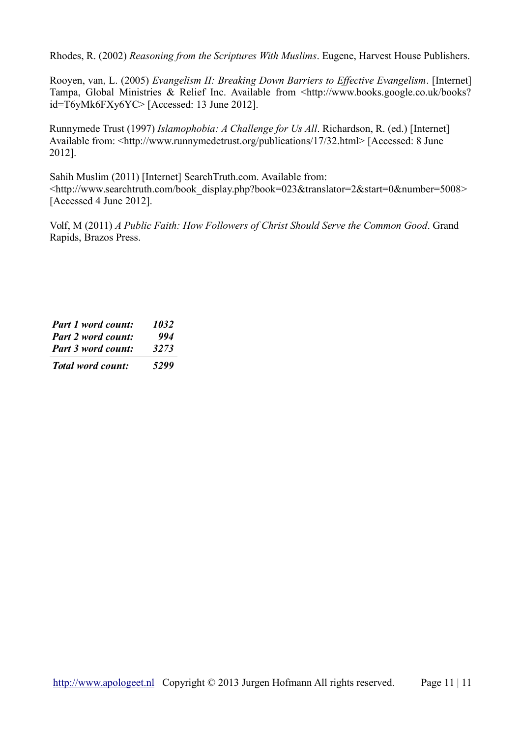Rhodes, R. (2002) *Reasoning from the Scriptures With Muslims*. Eugene, Harvest House Publishers.

Rooyen, van, L. (2005) *Evangelism II: Breaking Down Barriers to Effective Evangelism*. [Internet] Tampa, Global Ministries & Relief Inc. Available from <http://www.books.google.co.uk/books?id=T6yMk6FXy6YC> [Accessed: 13 June 2012].

Runnymede Trust (1997) *Islamophobia: A Challenge for Us All*. Richardson, R. (ed.) [Internet] Available from: <http://www.runnymedetrust.org/publications/17/32.html> [Accessed: 8 June 2012].

Sahih Muslim (2011) [Internet] SearchTruth.com. Available from: <http://www.searchtruth.com/book_display.php?book=023&translator=2&start=0&number=5008> [Accessed 4 June 2012].

Volf, M (2011) *A Public Faith: How Followers of Christ Should Serve the Common Good*. Grand Rapids, Brazos Press.

| | |
|---|---|
| ***Part 1 word count:*** | ***1032*** |
| ***Part 2 word count:*** | ***994*** |
| ***Part 3 word count:*** | ***3273*** |
| ***Total word count:*** | ***5299*** |